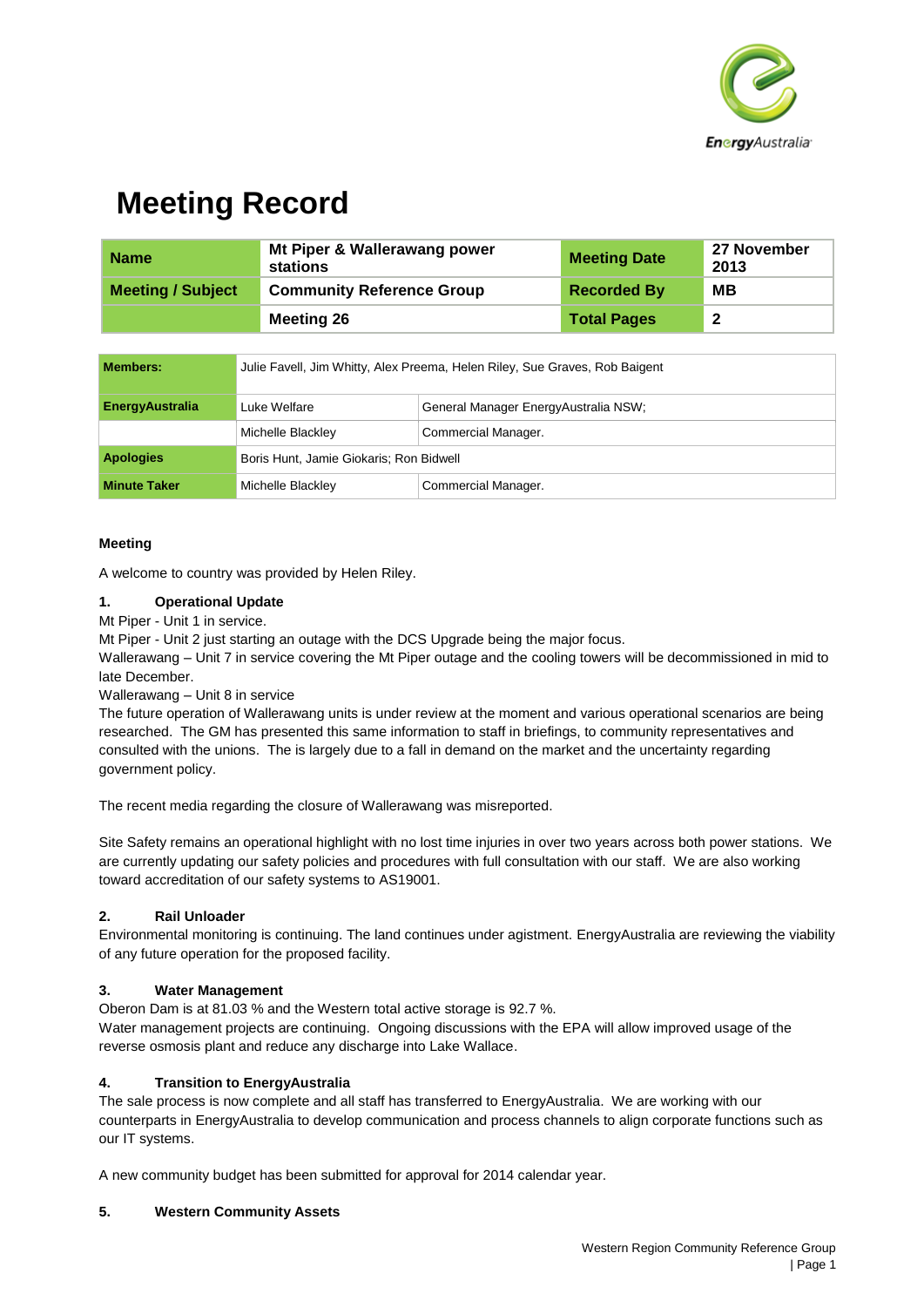# Meeting Record

| Name | Mt Piper & Wallerawang power stations | Meeting Date | 27 November 2013 |
|---|---|---|---|
| Meeting / Subject | Community Reference Group | Recorded By | MB |
| | Meeting 26 | Total Pages | 2 |

| Members: | Julie Favell, Jim Whitty, Alex Preema, Helen Riley, Sue Graves, Rob Baigent | |
|---|---|---|
| EnergyAustralia | Luke Welfare | General Manager EnergyAustralia NSW; |
| | Michelle Blackley | Commercial Manager. |
| Apologies | Boris Hunt, Jamie Giokaris; Ron Bidwell | |
| Minute Taker | Michelle Blackley | Commercial Manager. |

**Meeting**

A welcome to country was provided by Helen Riley.

**1. Operational Update**

Mt Piper - Unit 1 in service.
Mt Piper - Unit 2 just starting an outage with the DCS Upgrade being the major focus.
Wallerawang – Unit 7 in service covering the Mt Piper outage and the cooling towers will be decommissioned in mid to late December.
Wallerawang – Unit 8 in service
The future operation of Wallerawang units is under review at the moment and various operational scenarios are being researched. The GM has presented this same information to staff in briefings, to community representatives and consulted with the unions. The is largely due to a fall in demand on the market and the uncertainty regarding government policy.

The recent media regarding the closure of Wallerawang was misreported.

Site Safety remains an operational highlight with no lost time injuries in over two years across both power stations. We are currently updating our safety policies and procedures with full consultation with our staff. We are also working toward accreditation of our safety systems to AS19001.

**2. Rail Unloader**

Environmental monitoring is continuing. The land continues under agistment. EnergyAustralia are reviewing the viability of any future operation for the proposed facility.

**3. Water Management**

Oberon Dam is at 81.03 % and the Western total active storage is 92.7 %.
Water management projects are continuing. Ongoing discussions with the EPA will allow improved usage of the reverse osmosis plant and reduce any discharge into Lake Wallace.

**4. Transition to EnergyAustralia**

The sale process is now complete and all staff has transferred to EnergyAustralia. We are working with our counterparts in EnergyAustralia to develop communication and process channels to align corporate functions such as our IT systems.

A new community budget has been submitted for approval for 2014 calendar year.

**5. Western Community Assets**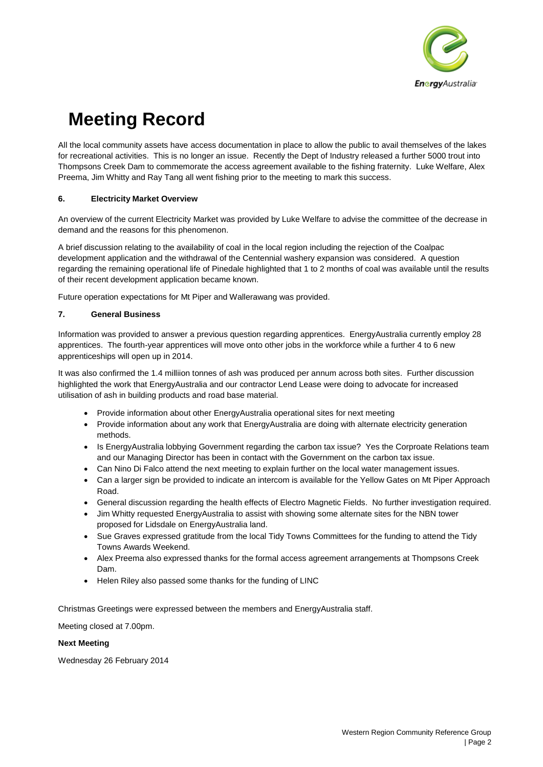# Meeting Record

All the local community assets have access documentation in place to allow the public to avail themselves of the lakes for recreational activities. This is no longer an issue. Recently the Dept of Industry released a further 5000 trout into Thompsons Creek Dam to commemorate the access agreement available to the fishing fraternity. Luke Welfare, Alex Preema, Jim Whitty and Ray Tang all went fishing prior to the meeting to mark this success.

### 6. Electricity Market Overview

An overview of the current Electricity Market was provided by Luke Welfare to advise the committee of the decrease in demand and the reasons for this phenomenon.

A brief discussion relating to the availability of coal in the local region including the rejection of the Coalpac development application and the withdrawal of the Centennial washery expansion was considered. A question regarding the remaining operational life of Pinedale highlighted that 1 to 2 months of coal was available until the results of their recent development application became known.

Future operation expectations for Mt Piper and Wallerawang was provided.

### 7. General Business

Information was provided to answer a previous question regarding apprentices. EnergyAustralia currently employ 28 apprentices. The fourth-year apprentices will move onto other jobs in the workforce while a further 4 to 6 new apprenticeships will open up in 2014.

It was also confirmed the 1.4 milliion tonnes of ash was produced per annum across both sites. Further discussion highlighted the work that EnergyAustralia and our contractor Lend Lease were doing to advocate for increased utilisation of ash in building products and road base material.

- Provide information about other EnergyAustralia operational sites for next meeting
- Provide information about any work that EnergyAustralia are doing with alternate electricity generation methods.
- Is EnergyAustralia lobbying Government regarding the carbon tax issue? Yes the Corproate Relations team and our Managing Director has been in contact with the Government on the carbon tax issue.
- Can Nino Di Falco attend the next meeting to explain further on the local water management issues.
- Can a larger sign be provided to indicate an intercom is available for the Yellow Gates on Mt Piper Approach Road.
- General discussion regarding the health effects of Electro Magnetic Fields. No further investigation required.
- Jim Whitty requested EnergyAustralia to assist with showing some alternate sites for the NBN tower proposed for Lidsdale on EnergyAustralia land.
- Sue Graves expressed gratitude from the local Tidy Towns Committees for the funding to attend the Tidy Towns Awards Weekend.
- Alex Preema also expressed thanks for the formal access agreement arrangements at Thompsons Creek Dam.
- Helen Riley also passed some thanks for the funding of LINC

Christmas Greetings were expressed between the members and EnergyAustralia staff.

Meeting closed at 7.00pm.

**Next Meeting**

Wednesday 26 February 2014